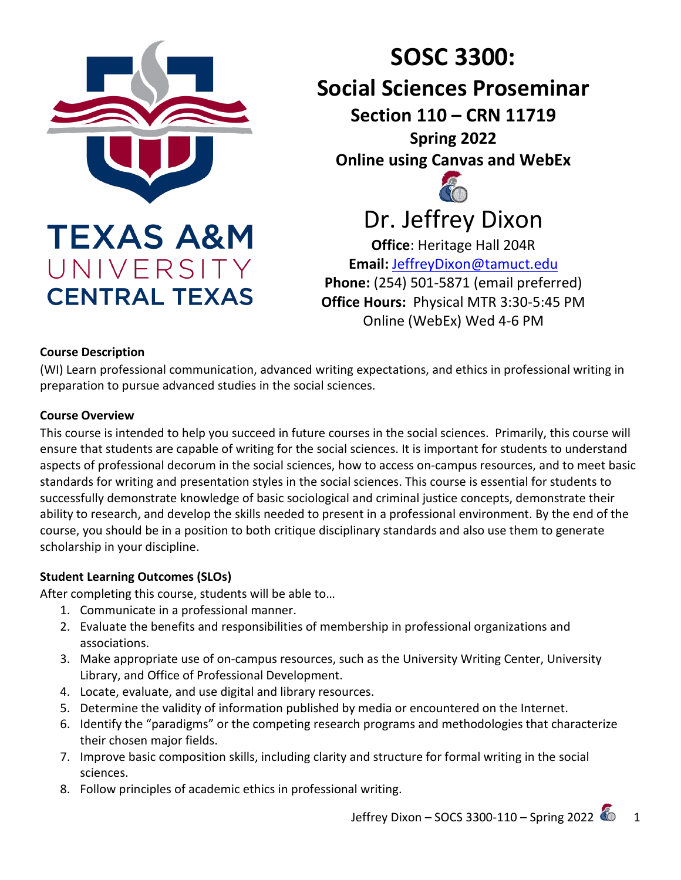TEXAS A&M UNIVERSITY CENTRAL TEXAS

# SOSC 3300: Social Sciences Proseminar

## Section 110 – CRN 11719

**Spring 2022**

**Online using Canvas and WebEx**

Dr. Jeffrey Dixon

**Office**: Heritage Hall 204R
**Email:** JeffreyDixon@tamuct.edu
**Phone:** (254) 501-5871 (email preferred)
**Office Hours:** Physical MTR 3:30-5:45 PM
Online (WebEx) Wed 4-6 PM

**Course Description**

(WI) Learn professional communication, advanced writing expectations, and ethics in professional writing in preparation to pursue advanced studies in the social sciences.

**Course Overview**

This course is intended to help you succeed in future courses in the social sciences. Primarily, this course will ensure that students are capable of writing for the social sciences. It is important for students to understand aspects of professional decorum in the social sciences, how to access on-campus resources, and to meet basic standards for writing and presentation styles in the social sciences. This course is essential for students to successfully demonstrate knowledge of basic sociological and criminal justice concepts, demonstrate their ability to research, and develop the skills needed to present in a professional environment. By the end of the course, you should be in a position to both critique disciplinary standards and also use them to generate scholarship in your discipline.

**Student Learning Outcomes (SLOs)**

After completing this course, students will be able to…

1. Communicate in a professional manner.
2. Evaluate the benefits and responsibilities of membership in professional organizations and associations.
3. Make appropriate use of on-campus resources, such as the University Writing Center, University Library, and Office of Professional Development.
4. Locate, evaluate, and use digital and library resources.
5. Determine the validity of information published by media or encountered on the Internet.
6. Identify the "paradigms" or the competing research programs and methodologies that characterize their chosen major fields.
7. Improve basic composition skills, including clarity and structure for formal writing in the social sciences.
8. Follow principles of academic ethics in professional writing.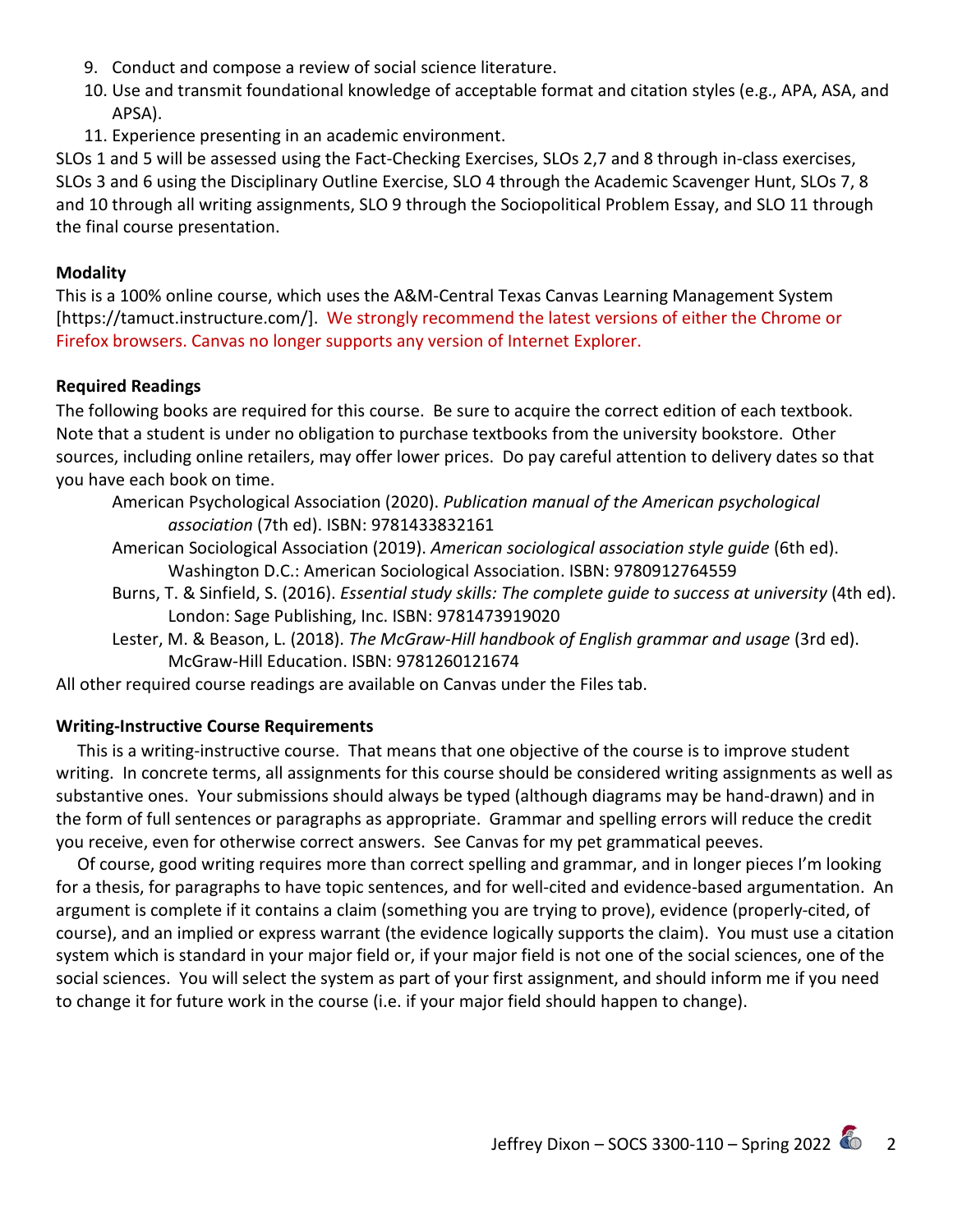9. Conduct and compose a review of social science literature.
10. Use and transmit foundational knowledge of acceptable format and citation styles (e.g., APA, ASA, and APSA).
11. Experience presenting in an academic environment.

SLOs 1 and 5 will be assessed using the Fact-Checking Exercises, SLOs 2,7 and 8 through in-class exercises, SLOs 3 and 6 using the Disciplinary Outline Exercise, SLO 4 through the Academic Scavenger Hunt, SLOs 7, 8 and 10 through all writing assignments, SLO 9 through the Sociopolitical Problem Essay, and SLO 11 through the final course presentation.

**Modality**

This is a 100% online course, which uses the A&M-Central Texas Canvas Learning Management System [https://tamuct.instructure.com/]. We strongly recommend the latest versions of either the Chrome or Firefox browsers. Canvas no longer supports any version of Internet Explorer.

**Required Readings**

The following books are required for this course. Be sure to acquire the correct edition of each textbook. Note that a student is under no obligation to purchase textbooks from the university bookstore. Other sources, including online retailers, may offer lower prices. Do pay careful attention to delivery dates so that you have each book on time.

American Psychological Association (2020). *Publication manual of the American psychological association* (7th ed). ISBN: 9781433832161

American Sociological Association (2019). *American sociological association style guide* (6th ed). Washington D.C.: American Sociological Association. ISBN: 9780912764559

Burns, T. & Sinfield, S. (2016). *Essential study skills: The complete guide to success at university* (4th ed). London: Sage Publishing, Inc. ISBN: 9781473919020

Lester, M. & Beason, L. (2018). *The McGraw-Hill handbook of English grammar and usage* (3rd ed). McGraw-Hill Education. ISBN: 9781260121674

All other required course readings are available on Canvas under the Files tab.

**Writing-Instructive Course Requirements**

This is a writing-instructive course. That means that one objective of the course is to improve student writing. In concrete terms, all assignments for this course should be considered writing assignments as well as substantive ones. Your submissions should always be typed (although diagrams may be hand-drawn) and in the form of full sentences or paragraphs as appropriate. Grammar and spelling errors will reduce the credit you receive, even for otherwise correct answers. See Canvas for my pet grammatical peeves.

Of course, good writing requires more than correct spelling and grammar, and in longer pieces I'm looking for a thesis, for paragraphs to have topic sentences, and for well-cited and evidence-based argumentation. An argument is complete if it contains a claim (something you are trying to prove), evidence (properly-cited, of course), and an implied or express warrant (the evidence logically supports the claim). You must use a citation system which is standard in your major field or, if your major field is not one of the social sciences, one of the social sciences. You will select the system as part of your first assignment, and should inform me if you need to change it for future work in the course (i.e. if your major field should happen to change).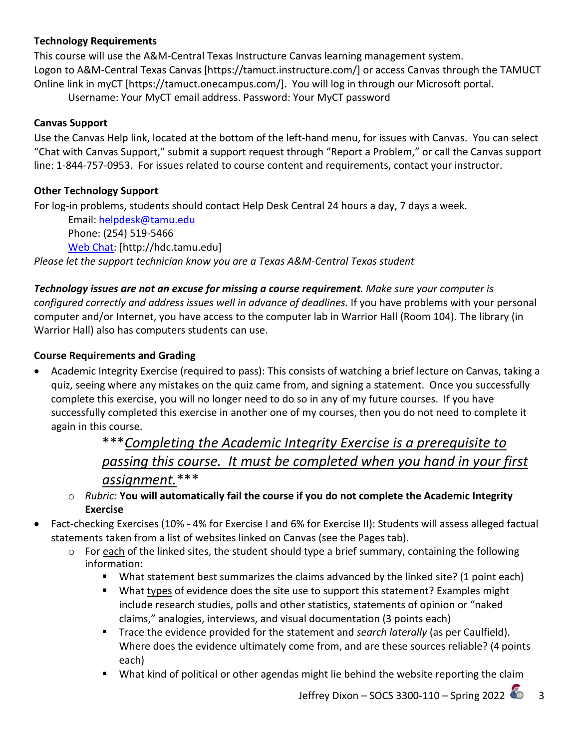**Technology Requirements**

This course will use the A&M-Central Texas Instructure Canvas learning management system.
Logon to A&M-Central Texas Canvas [https://tamuct.instructure.com/] or access Canvas through the TAMUCT Online link in myCT [https://tamuct.onecampus.com/]. You will log in through our Microsoft portal.

Username: Your MyCT email address. Password: Your MyCT password

**Canvas Support**

Use the Canvas Help link, located at the bottom of the left-hand menu, for issues with Canvas. You can select "Chat with Canvas Support," submit a support request through "Report a Problem," or call the Canvas support line: 1-844-757-0953. For issues related to course content and requirements, contact your instructor.

**Other Technology Support**

For log-in problems, students should contact Help Desk Central 24 hours a day, 7 days a week.

Email: helpdesk@tamu.edu
Phone: (254) 519-5466
Web Chat: [http://hdc.tamu.edu]

*Please let the support technician know you are a Texas A&M-Central Texas student*

***Technology issues are not an excuse for missing a course requirement****. Make sure your computer is configured correctly and address issues well in advance of deadlines.* If you have problems with your personal computer and/or Internet, you have access to the computer lab in Warrior Hall (Room 104). The library (in Warrior Hall) also has computers students can use.

**Course Requirements and Grading**

- Academic Integrity Exercise (required to pass): This consists of watching a brief lecture on Canvas, taking a quiz, seeing where any mistakes on the quiz came from, and signing a statement. Once you successfully complete this exercise, you will no longer need to do so in any of my future courses. If you have successfully completed this exercise in another one of my courses, then you do not need to complete it again in this course.

  *\*\*\*Completing the Academic Integrity Exercise is a prerequisite to passing this course. It must be completed when you hand in your first assignment.\*\*\**

  - *Rubric:* **You will automatically fail the course if you do not complete the Academic Integrity Exercise**
- Fact-checking Exercises (10% - 4% for Exercise I and 6% for Exercise II): Students will assess alleged factual statements taken from a list of websites linked on Canvas (see the Pages tab).
  - For each of the linked sites, the student should type a brief summary, containing the following information:
    - What statement best summarizes the claims advanced by the linked site? (1 point each)
    - What types of evidence does the site use to support this statement? Examples might include research studies, polls and other statistics, statements of opinion or "naked claims," analogies, interviews, and visual documentation (3 points each)
    - Trace the evidence provided for the statement and *search laterally* (as per Caulfield). Where does the evidence ultimately come from, and are these sources reliable? (4 points each)
    - What kind of political or other agendas might lie behind the website reporting the claim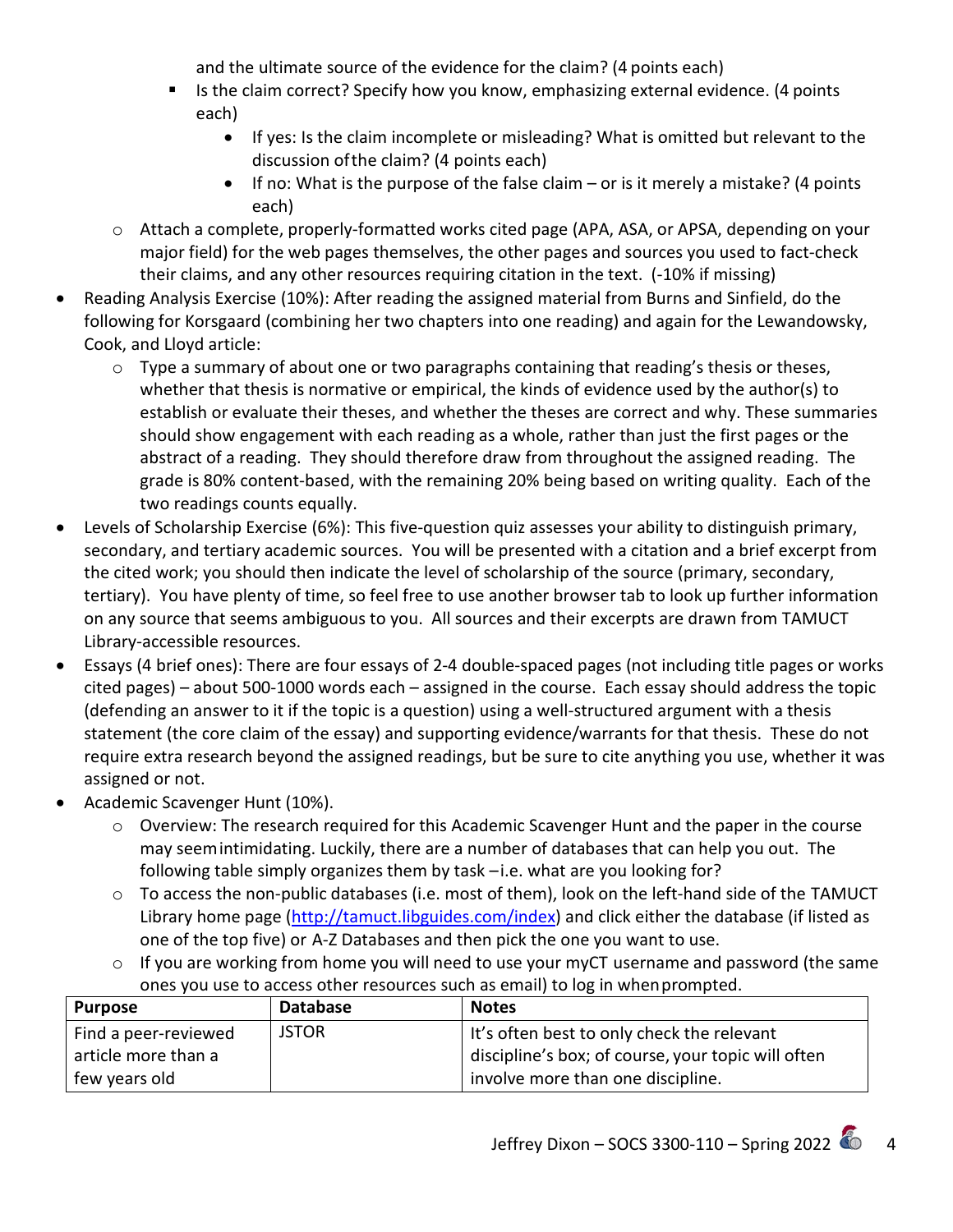and the ultimate source of the evidence for the claim? (4 points each)
            - Is the claim correct? Specify how you know, emphasizing external evidence. (4 points each)
                - If yes: Is the claim incomplete or misleading? What is omitted but relevant to the discussion of the claim? (4 points each)
                - If no: What is the purpose of the false claim – or is it merely a mistake? (4 points each)
    - Attach a complete, properly-formatted works cited page (APA, ASA, or APSA, depending on your major field) for the web pages themselves, the other pages and sources you used to fact-check their claims, and any other resources requiring citation in the text. (-10% if missing)
- Reading Analysis Exercise (10%): After reading the assigned material from Burns and Sinfield, do the following for Korsgaard (combining her two chapters into one reading) and again for the Lewandowsky, Cook, and Lloyd article:
    - Type a summary of about one or two paragraphs containing that reading's thesis or theses, whether that thesis is normative or empirical, the kinds of evidence used by the author(s) to establish or evaluate their theses, and whether the theses are correct and why. These summaries should show engagement with each reading as a whole, rather than just the first pages or the abstract of a reading. They should therefore draw from throughout the assigned reading. The grade is 80% content-based, with the remaining 20% being based on writing quality. Each of the two readings counts equally.
- Levels of Scholarship Exercise (6%): This five-question quiz assesses your ability to distinguish primary, secondary, and tertiary academic sources. You will be presented with a citation and a brief excerpt from the cited work; you should then indicate the level of scholarship of the source (primary, secondary, tertiary). You have plenty of time, so feel free to use another browser tab to look up further information on any source that seems ambiguous to you. All sources and their excerpts are drawn from TAMUCT Library-accessible resources.
- Essays (4 brief ones): There are four essays of 2-4 double-spaced pages (not including title pages or works cited pages) – about 500-1000 words each – assigned in the course. Each essay should address the topic (defending an answer to it if the topic is a question) using a well-structured argument with a thesis statement (the core claim of the essay) and supporting evidence/warrants for that thesis. These do not require extra research beyond the assigned readings, but be sure to cite anything you use, whether it was assigned or not.
- Academic Scavenger Hunt (10%).
    - Overview: The research required for this Academic Scavenger Hunt and the paper in the course may seem intimidating. Luckily, there are a number of databases that can help you out. The following table simply organizes them by task – i.e. what are you looking for?
    - To access the non-public databases (i.e. most of them), look on the left-hand side of the TAMUCT Library home page (http://tamuct.libguides.com/index) and click either the database (if listed as one of the top five) or A-Z Databases and then pick the one you want to use.
    - If you are working from home you will need to use your myCT username and password (the same ones you use to access other resources such as email) to log in when prompted.

| Purpose | Database | Notes |
|---|---|---|
| Find a peer-reviewed article more than a few years old | JSTOR | It's often best to only check the relevant discipline's box; of course, your topic will often involve more than one discipline. |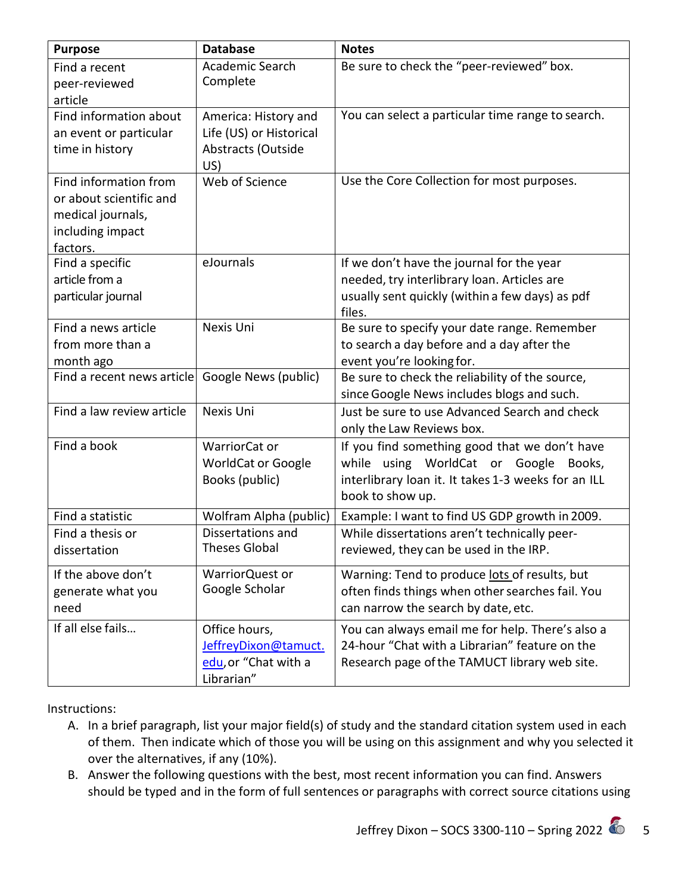| Purpose | Database | Notes |
|---|---|---|
| Find a recent peer-reviewed article | Academic Search Complete | Be sure to check the "peer-reviewed" box. |
| Find information about an event or particular time in history | America: History and Life (US) or Historical Abstracts (Outside US) | You can select a particular time range to search. |
| Find information from or about scientific and medical journals, including impact factors. | Web of Science | Use the Core Collection for most purposes. |
| Find a specific article from a particular journal | eJournals | If we don't have the journal for the year needed, try interlibrary loan. Articles are usually sent quickly (within a few days) as pdf files. |
| Find a news article from more than a month ago | Nexis Uni | Be sure to specify your date range. Remember to search a day before and a day after the event you're looking for. |
| Find a recent news article | Google News (public) | Be sure to check the reliability of the source, since Google News includes blogs and such. |
| Find a law review article | Nexis Uni | Just be sure to use Advanced Search and check only the Law Reviews box. |
| Find a book | WarriorCat or WorldCat or Google Books (public) | If you find something good that we don't have while using WorldCat or Google Books, interlibrary loan it. It takes 1-3 weeks for an ILL book to show up. |
| Find a statistic | Wolfram Alpha (public) | Example: I want to find US GDP growth in 2009. |
| Find a thesis or dissertation | Dissertations and Theses Global | While dissertations aren't technically peer-reviewed, they can be used in the IRP. |
| If the above don't generate what you need | WarriorQuest or Google Scholar | Warning: Tend to produce <u>lots</u> of results, but often finds things when other searches fail. You can narrow the search by date, etc. |
| If all else fails… | Office hours, [JeffreyDixon@tamuct.edu](mailto:JeffreyDixon@tamuct.edu), or "Chat with a Librarian" | You can always email me for help. There's also a 24-hour "Chat with a Librarian" feature on the Research page of the TAMUCT library web site. |

Instructions:

A. In a brief paragraph, list your major field(s) of study and the standard citation system used in each of them. Then indicate which of those you will be using on this assignment and why you selected it over the alternatives, if any (10%).

B. Answer the following questions with the best, most recent information you can find. Answers should be typed and in the form of full sentences or paragraphs with correct source citations using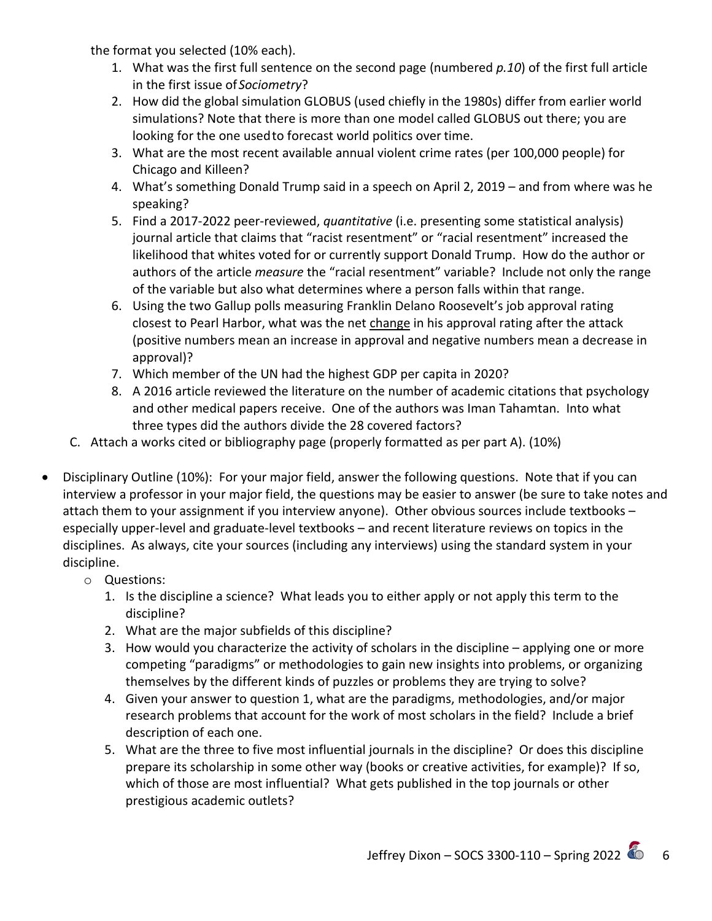the format you selected (10% each).

1. What was the first full sentence on the second page (numbered *p.10*) of the first full article in the first issue of *Sociometry*?
2. How did the global simulation GLOBUS (used chiefly in the 1980s) differ from earlier world simulations? Note that there is more than one model called GLOBUS out there; you are looking for the one used to forecast world politics over time.
3. What are the most recent available annual violent crime rates (per 100,000 people) for Chicago and Killeen?
4. What's something Donald Trump said in a speech on April 2, 2019 – and from where was he speaking?
5. Find a 2017-2022 peer-reviewed, *quantitative* (i.e. presenting some statistical analysis) journal article that claims that "racist resentment" or "racial resentment" increased the likelihood that whites voted for or currently support Donald Trump. How do the author or authors of the article *measure* the "racial resentment" variable? Include not only the range of the variable but also what determines where a person falls within that range.
6. Using the two Gallup polls measuring Franklin Delano Roosevelt's job approval rating closest to Pearl Harbor, what was the net change in his approval rating after the attack (positive numbers mean an increase in approval and negative numbers mean a decrease in approval)?
7. Which member of the UN had the highest GDP per capita in 2020?
8. A 2016 article reviewed the literature on the number of academic citations that psychology and other medical papers receive. One of the authors was Iman Tahamtan. Into what three types did the authors divide the 28 covered factors?

C. Attach a works cited or bibliography page (properly formatted as per part A). (10%)

- Disciplinary Outline (10%): For your major field, answer the following questions. Note that if you can interview a professor in your major field, the questions may be easier to answer (be sure to take notes and attach them to your assignment if you interview anyone). Other obvious sources include textbooks – especially upper-level and graduate-level textbooks – and recent literature reviews on topics in the disciplines. As always, cite your sources (including any interviews) using the standard system in your discipline.
    - Questions:
        1. Is the discipline a science? What leads you to either apply or not apply this term to the discipline?
        2. What are the major subfields of this discipline?
        3. How would you characterize the activity of scholars in the discipline – applying one or more competing "paradigms" or methodologies to gain new insights into problems, or organizing themselves by the different kinds of puzzles or problems they are trying to solve?
        4. Given your answer to question 1, what are the paradigms, methodologies, and/or major research problems that account for the work of most scholars in the field? Include a brief description of each one.
        5. What are the three to five most influential journals in the discipline? Or does this discipline prepare its scholarship in some other way (books or creative activities, for example)? If so, which of those are most influential? What gets published in the top journals or other prestigious academic outlets?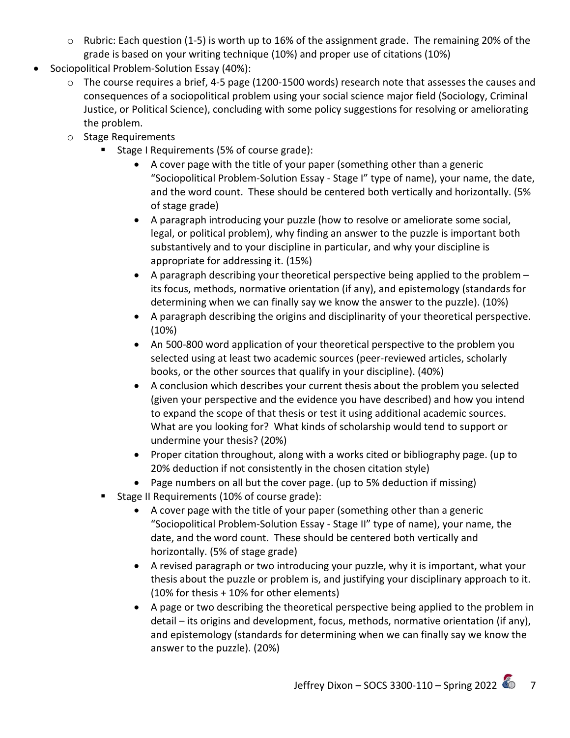- Rubric: Each question (1-5) is worth up to 16% of the assignment grade. The remaining 20% of the grade is based on your writing technique (10%) and proper use of citations (10%)
- Sociopolitical Problem-Solution Essay (40%):
  - The course requires a brief, 4-5 page (1200-1500 words) research note that assesses the causes and consequences of a sociopolitical problem using your social science major field (Sociology, Criminal Justice, or Political Science), concluding with some policy suggestions for resolving or ameliorating the problem.
  - Stage Requirements
    - Stage I Requirements (5% of course grade):
      - A cover page with the title of your paper (something other than a generic "Sociopolitical Problem-Solution Essay - Stage I" type of name), your name, the date, and the word count. These should be centered both vertically and horizontally. (5% of stage grade)
      - A paragraph introducing your puzzle (how to resolve or ameliorate some social, legal, or political problem), why finding an answer to the puzzle is important both substantively and to your discipline in particular, and why your discipline is appropriate for addressing it. (15%)
      - A paragraph describing your theoretical perspective being applied to the problem – its focus, methods, normative orientation (if any), and epistemology (standards for determining when we can finally say we know the answer to the puzzle). (10%)
      - A paragraph describing the origins and disciplinarity of your theoretical perspective. (10%)
      - An 500-800 word application of your theoretical perspective to the problem you selected using at least two academic sources (peer-reviewed articles, scholarly books, or the other sources that qualify in your discipline). (40%)
      - A conclusion which describes your current thesis about the problem you selected (given your perspective and the evidence you have described) and how you intend to expand the scope of that thesis or test it using additional academic sources. What are you looking for? What kinds of scholarship would tend to support or undermine your thesis? (20%)
      - Proper citation throughout, along with a works cited or bibliography page. (up to 20% deduction if not consistently in the chosen citation style)
      - Page numbers on all but the cover page. (up to 5% deduction if missing)
    - Stage II Requirements (10% of course grade):
      - A cover page with the title of your paper (something other than a generic "Sociopolitical Problem-Solution Essay - Stage II" type of name), your name, the date, and the word count. These should be centered both vertically and horizontally. (5% of stage grade)
      - A revised paragraph or two introducing your puzzle, why it is important, what your thesis about the puzzle or problem is, and justifying your disciplinary approach to it. (10% for thesis + 10% for other elements)
      - A page or two describing the theoretical perspective being applied to the problem in detail – its origins and development, focus, methods, normative orientation (if any), and epistemology (standards for determining when we can finally say we know the answer to the puzzle). (20%)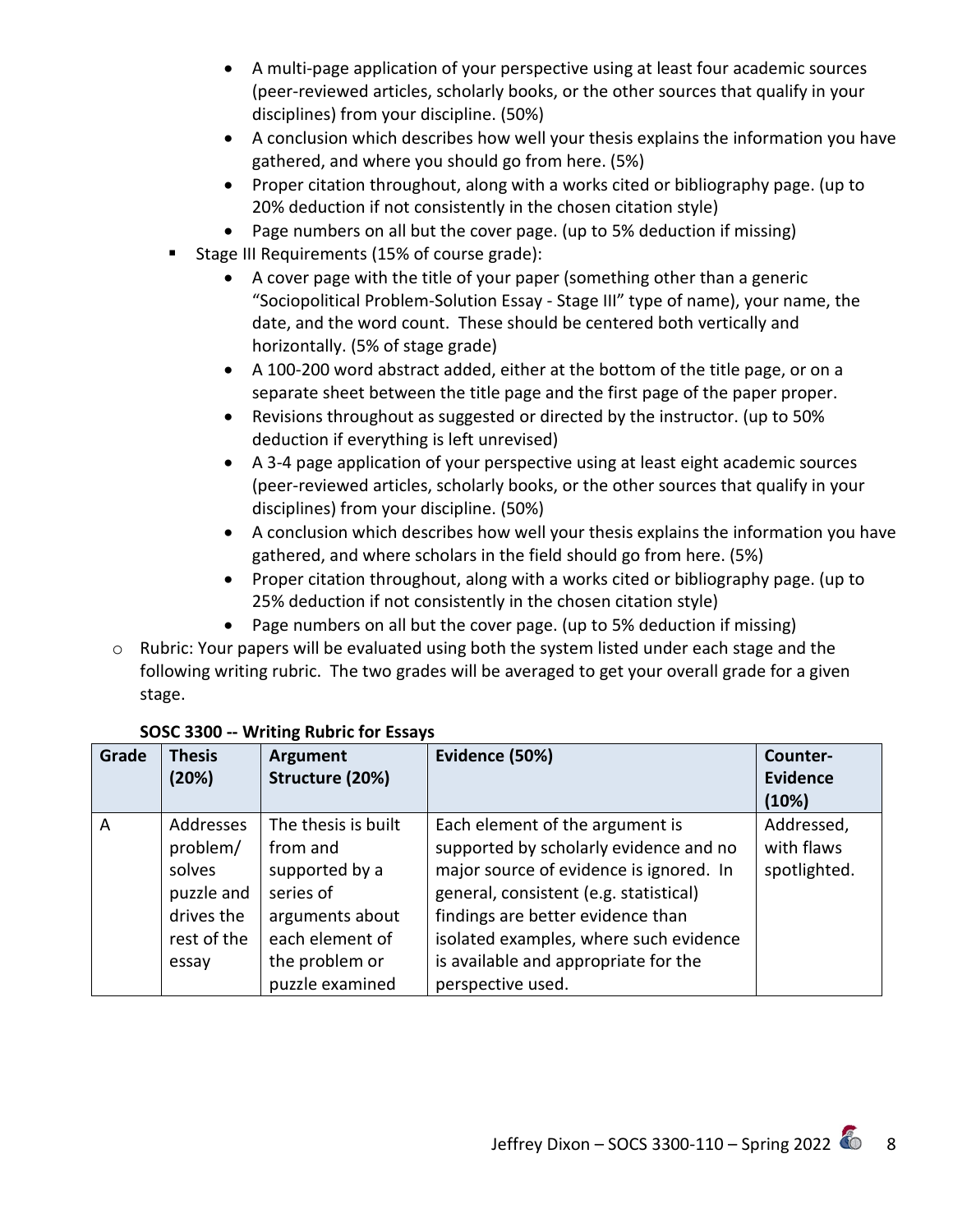- A multi-page application of your perspective using at least four academic sources (peer-reviewed articles, scholarly books, or the other sources that qualify in your disciplines) from your discipline. (50%)
- A conclusion which describes how well your thesis explains the information you have gathered, and where you should go from here. (5%)
- Proper citation throughout, along with a works cited or bibliography page. (up to 20% deduction if not consistently in the chosen citation style)
- Page numbers on all but the cover page. (up to 5% deduction if missing)

- Stage III Requirements (15% of course grade):
  - A cover page with the title of your paper (something other than a generic "Sociopolitical Problem-Solution Essay - Stage III" type of name), your name, the date, and the word count. These should be centered both vertically and horizontally. (5% of stage grade)
  - A 100-200 word abstract added, either at the bottom of the title page, or on a separate sheet between the title page and the first page of the paper proper.
  - Revisions throughout as suggested or directed by the instructor. (up to 50% deduction if everything is left unrevised)
  - A 3-4 page application of your perspective using at least eight academic sources (peer-reviewed articles, scholarly books, or the other sources that qualify in your disciplines) from your discipline. (50%)
  - A conclusion which describes how well your thesis explains the information you have gathered, and where scholars in the field should go from here. (5%)
  - Proper citation throughout, along with a works cited or bibliography page. (up to 25% deduction if not consistently in the chosen citation style)
  - Page numbers on all but the cover page. (up to 5% deduction if missing)

- Rubric: Your papers will be evaluated using both the system listed under each stage and the following writing rubric. The two grades will be averaged to get your overall grade for a given stage.

**SOSC 3300 -- Writing Rubric for Essays**

| Grade | Thesis (20%) | Argument Structure (20%) | Evidence (50%) | Counter-Evidence (10%) |
|---|---|---|---|---|
| A | Addresses problem/ solves puzzle and drives the rest of the essay | The thesis is built from and supported by a series of arguments about each element of the problem or puzzle examined | Each element of the argument is supported by scholarly evidence and no major source of evidence is ignored. In general, consistent (e.g. statistical) findings are better evidence than isolated examples, where such evidence is available and appropriate for the perspective used. | Addressed, with flaws spotlighted. |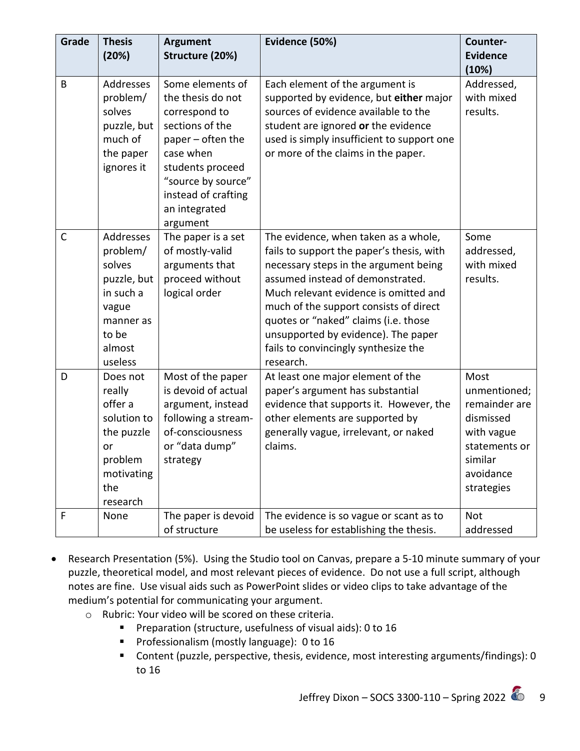| Grade | Thesis (20%) | Argument Structure (20%) | Evidence (50%) | Counter-Evidence (10%) |
|---|---|---|---|---|
| B | Addresses problem/ solves puzzle, but much of the paper ignores it | Some elements of the thesis do not correspond to sections of the paper – often the case when students proceed "source by source" instead of crafting an integrated argument | Each element of the argument is supported by evidence, but **either** major sources of evidence available to the student are ignored **or** the evidence used is simply insufficient to support one or more of the claims in the paper. | Addressed, with mixed results. |
| C | Addresses problem/ solves puzzle, but in such a vague manner as to be almost useless | The paper is a set of mostly-valid arguments that proceed without logical order | The evidence, when taken as a whole, fails to support the paper's thesis, with necessary steps in the argument being assumed instead of demonstrated. Much relevant evidence is omitted and much of the support consists of direct quotes or "naked" claims (i.e. those unsupported by evidence). The paper fails to convincingly synthesize the research. | Some addressed, with mixed results. |
| D | Does not really offer a solution to the puzzle or problem motivating the research | Most of the paper is devoid of actual argument, instead following a stream-of-consciousness or "data dump" strategy | At least one major element of the paper's argument has substantial evidence that supports it. However, the other elements are supported by generally vague, irrelevant, or naked claims. | Most unmentioned; remainder are dismissed with vague statements or similar avoidance strategies |
| F | None | The paper is devoid of structure | The evidence is so vague or scant as to be useless for establishing the thesis. | Not addressed |

- Research Presentation (5%). Using the Studio tool on Canvas, prepare a 5-10 minute summary of your puzzle, theoretical model, and most relevant pieces of evidence. Do not use a full script, although notes are fine. Use visual aids such as PowerPoint slides or video clips to take advantage of the medium's potential for communicating your argument.
    - Rubric: Your video will be scored on these criteria.
        - Preparation (structure, usefulness of visual aids): 0 to 16
        - Professionalism (mostly language): 0 to 16
        - Content (puzzle, perspective, thesis, evidence, most interesting arguments/findings): 0 to 16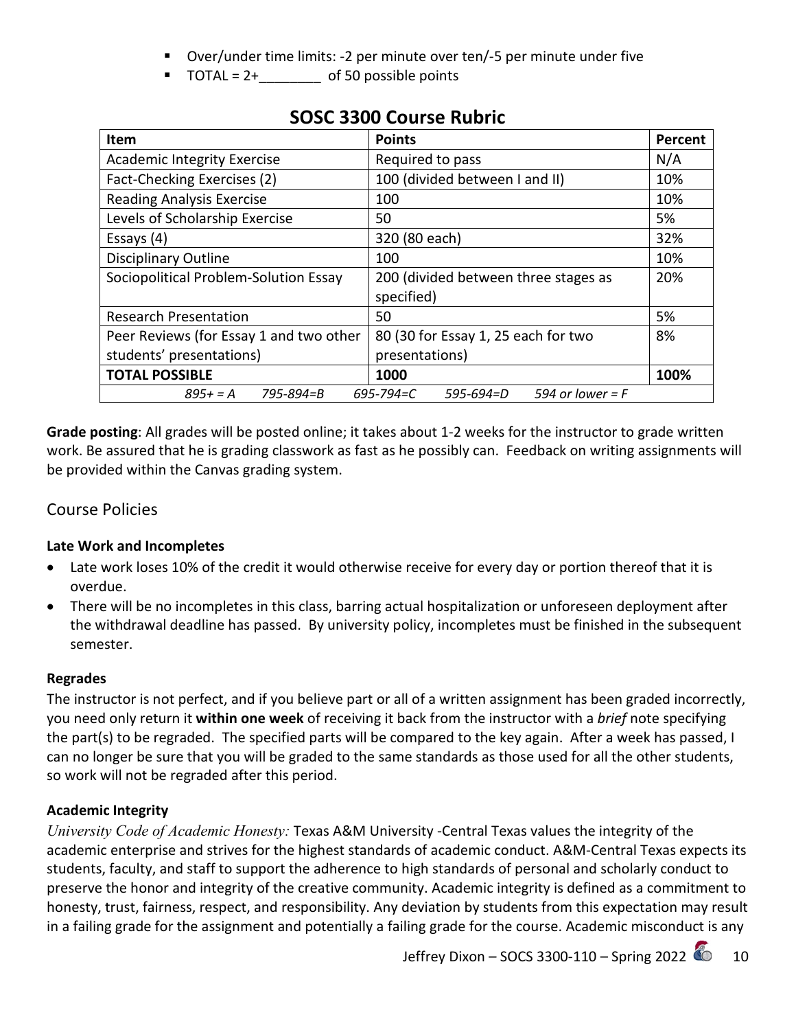- Over/under time limits: -2 per minute over ten/-5 per minute under five
- TOTAL = 2+________ of 50 possible points

## SOSC 3300 Course Rubric

| Item | Points | Percent |
|---|---|---|
| Academic Integrity Exercise | Required to pass | N/A |
| Fact-Checking Exercises (2) | 100 (divided between I and II) | 10% |
| Reading Analysis Exercise | 100 | 10% |
| Levels of Scholarship Exercise | 50 | 5% |
| Essays (4) | 320 (80 each) | 32% |
| Disciplinary Outline | 100 | 10% |
| Sociopolitical Problem-Solution Essay | 200 (divided between three stages as specified) | 20% |
| Research Presentation | 50 | 5% |
| Peer Reviews (for Essay 1 and two other students' presentations) | 80 (30 for Essay 1, 25 each for two presentations) | 8% |
| **TOTAL POSSIBLE** | **1000** | **100%** |
| *895+ = A 795-894=B 695-794=C 595-694=D 594 or lower = F* | | |

**Grade posting**: All grades will be posted online; it takes about 1-2 weeks for the instructor to grade written work. Be assured that he is grading classwork as fast as he possibly can. Feedback on writing assignments will be provided within the Canvas grading system.

## Course Policies

### Late Work and Incompletes

- Late work loses 10% of the credit it would otherwise receive for every day or portion thereof that it is overdue.
- There will be no incompletes in this class, barring actual hospitalization or unforeseen deployment after the withdrawal deadline has passed. By university policy, incompletes must be finished in the subsequent semester.

### Regrades

The instructor is not perfect, and if you believe part or all of a written assignment has been graded incorrectly, you need only return it **within one week** of receiving it back from the instructor with a *brief* note specifying the part(s) to be regraded. The specified parts will be compared to the key again. After a week has passed, I can no longer be sure that you will be graded to the same standards as those used for all the other students, so work will not be regraded after this period.

### Academic Integrity

*University Code of Academic Honesty:* Texas A&M University -Central Texas values the integrity of the academic enterprise and strives for the highest standards of academic conduct. A&M-Central Texas expects its students, faculty, and staff to support the adherence to high standards of personal and scholarly conduct to preserve the honor and integrity of the creative community. Academic integrity is defined as a commitment to honesty, trust, fairness, respect, and responsibility. Any deviation by students from this expectation may result in a failing grade for the assignment and potentially a failing grade for the course. Academic misconduct is any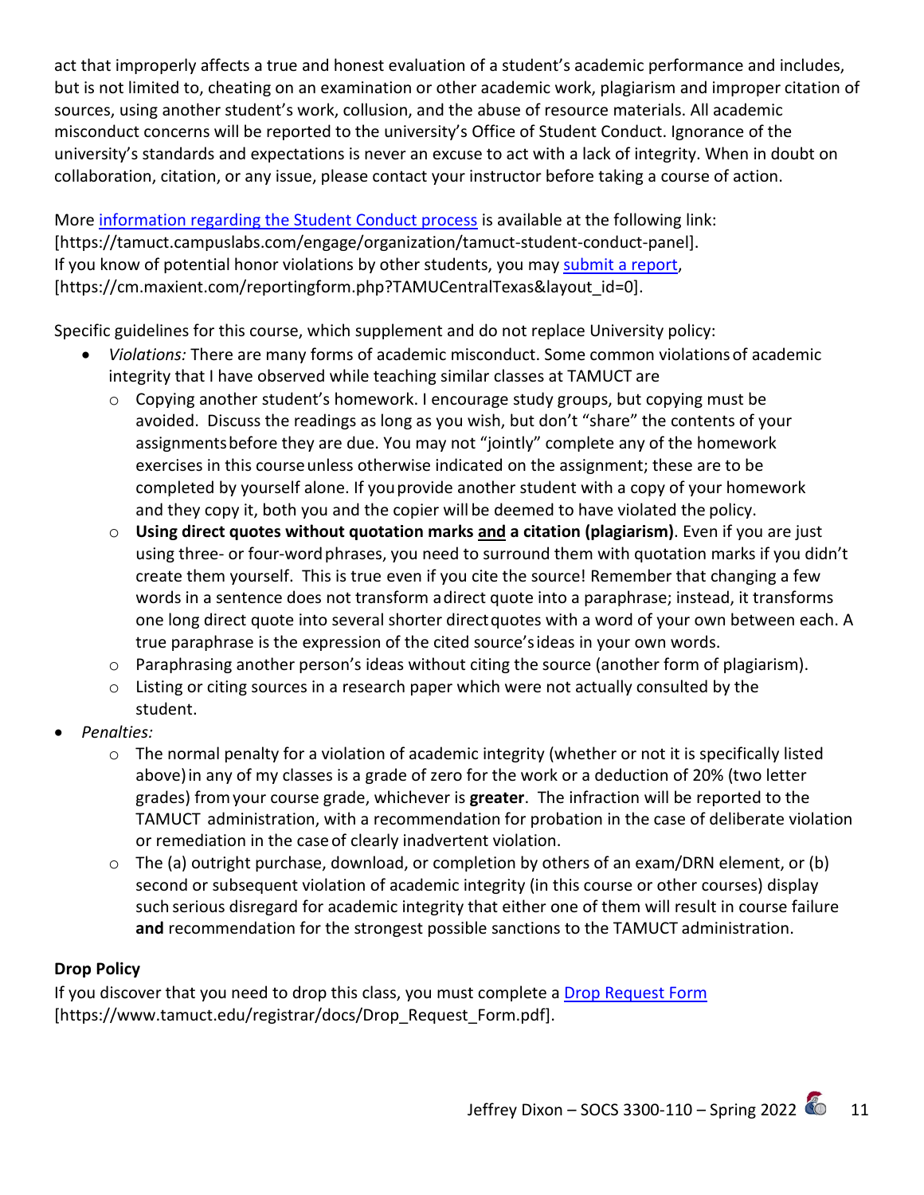act that improperly affects a true and honest evaluation of a student's academic performance and includes, but is not limited to, cheating on an examination or other academic work, plagiarism and improper citation of sources, using another student's work, collusion, and the abuse of resource materials. All academic misconduct concerns will be reported to the university's Office of Student Conduct. Ignorance of the university's standards and expectations is never an excuse to act with a lack of integrity. When in doubt on collaboration, citation, or any issue, please contact your instructor before taking a course of action.

More [information regarding the Student Conduct process](https://tamuct.campuslabs.com/engage/organization/tamuct-student-conduct-panel) is available at the following link: [https://tamuct.campuslabs.com/engage/organization/tamuct-student-conduct-panel]. If you know of potential honor violations by other students, you may [submit a report](https://cm.maxient.com/reportingform.php?TAMUCentralTexas&layout_id=0), [https://cm.maxient.com/reportingform.php?TAMUCentralTexas&layout_id=0].

Specific guidelines for this course, which supplement and do not replace University policy:

- *Violations:* There are many forms of academic misconduct. Some common violations of academic integrity that I have observed while teaching similar classes at TAMUCT are
  - Copying another student's homework. I encourage study groups, but copying must be avoided. Discuss the readings as long as you wish, but don't "share" the contents of your assignments before they are due. You may not "jointly" complete any of the homework exercises in this course unless otherwise indicated on the assignment; these are to be completed by yourself alone. If you provide another student with a copy of your homework and they copy it, both you and the copier will be deemed to have violated the policy.
  - **Using direct quotes without quotation marks <u>and</u> a citation (plagiarism)**. Even if you are just using three- or four-word phrases, you need to surround them with quotation marks if you didn't create them yourself. This is true even if you cite the source! Remember that changing a few words in a sentence does not transform a direct quote into a paraphrase; instead, it transforms one long direct quote into several shorter direct quotes with a word of your own between each. A true paraphrase is the expression of the cited source's ideas in your own words.
  - Paraphrasing another person's ideas without citing the source (another form of plagiarism).
  - Listing or citing sources in a research paper which were not actually consulted by the student.
- *Penalties:*
  - The normal penalty for a violation of academic integrity (whether or not it is specifically listed above) in any of my classes is a grade of zero for the work or a deduction of 20% (two letter grades) from your course grade, whichever is **greater**. The infraction will be reported to the TAMUCT administration, with a recommendation for probation in the case of deliberate violation or remediation in the case of clearly inadvertent violation.
  - The (a) outright purchase, download, or completion by others of an exam/DRN element, or (b) second or subsequent violation of academic integrity (in this course or other courses) display such serious disregard for academic integrity that either one of them will result in course failure **and** recommendation for the strongest possible sanctions to the TAMUCT administration.

**Drop Policy**

If you discover that you need to drop this class, you must complete a [Drop Request Form](https://www.tamuct.edu/registrar/docs/Drop_Request_Form.pdf) [https://www.tamuct.edu/registrar/docs/Drop_Request_Form.pdf].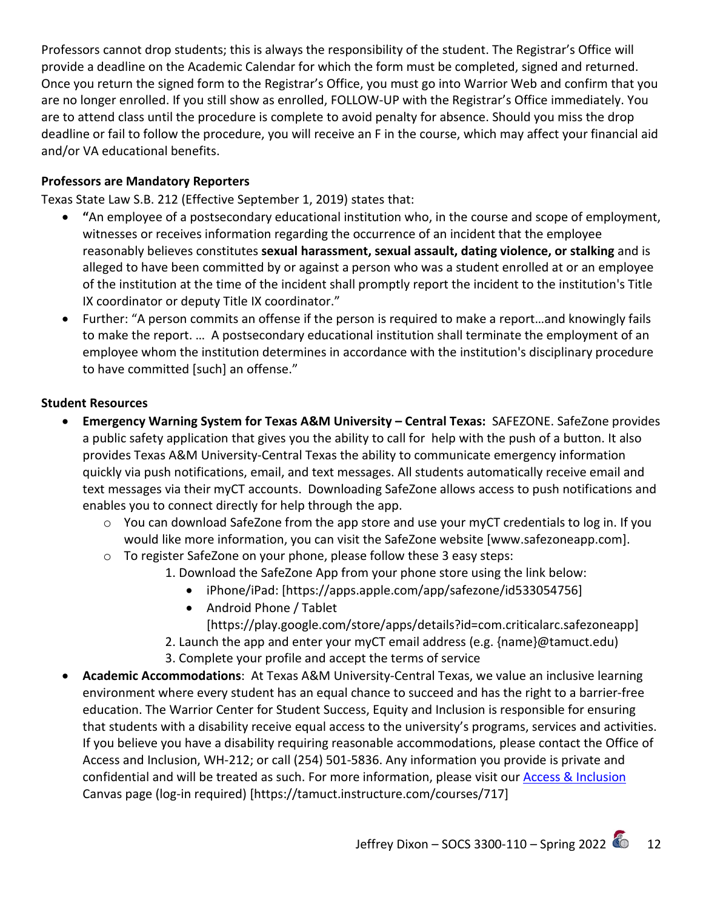Professors cannot drop students; this is always the responsibility of the student. The Registrar's Office will provide a deadline on the Academic Calendar for which the form must be completed, signed and returned. Once you return the signed form to the Registrar's Office, you must go into Warrior Web and confirm that you are no longer enrolled. If you still show as enrolled, FOLLOW-UP with the Registrar's Office immediately. You are to attend class until the procedure is complete to avoid penalty for absence. Should you miss the drop deadline or fail to follow the procedure, you will receive an F in the course, which may affect your financial aid and/or VA educational benefits.

**Professors are Mandatory Reporters**

Texas State Law S.B. 212 (Effective September 1, 2019) states that:

- "An employee of a postsecondary educational institution who, in the course and scope of employment, witnesses or receives information regarding the occurrence of an incident that the employee reasonably believes constitutes **sexual harassment, sexual assault, dating violence, or stalking** and is alleged to have been committed by or against a person who was a student enrolled at or an employee of the institution at the time of the incident shall promptly report the incident to the institution's Title IX coordinator or deputy Title IX coordinator."
- Further: "A person commits an offense if the person is required to make a report…and knowingly fails to make the report. … A postsecondary educational institution shall terminate the employment of an employee whom the institution determines in accordance with the institution's disciplinary procedure to have committed [such] an offense."

**Student Resources**

- **Emergency Warning System for Texas A&M University – Central Texas:** SAFEZONE. SafeZone provides a public safety application that gives you the ability to call for help with the push of a button. It also provides Texas A&M University-Central Texas the ability to communicate emergency information quickly via push notifications, email, and text messages. All students automatically receive email and text messages via their myCT accounts. Downloading SafeZone allows access to push notifications and enables you to connect directly for help through the app.
  - You can download SafeZone from the app store and use your myCT credentials to log in. If you would like more information, you can visit the SafeZone website [www.safezoneapp.com].
  - To register SafeZone on your phone, please follow these 3 easy steps:
    1. Download the SafeZone App from your phone store using the link below:
       - iPhone/iPad: [https://apps.apple.com/app/safezone/id533054756]
       - Android Phone / Tablet [https://play.google.com/store/apps/details?id=com.criticalarc.safezoneapp]
    2. Launch the app and enter your myCT email address (e.g. {name}@tamuct.edu)
    3. Complete your profile and accept the terms of service
- **Academic Accommodations**: At Texas A&M University-Central Texas, we value an inclusive learning environment where every student has an equal chance to succeed and has the right to a barrier-free education. The Warrior Center for Student Success, Equity and Inclusion is responsible for ensuring that students with a disability receive equal access to the university's programs, services and activities. If you believe you have a disability requiring reasonable accommodations, please contact the Office of Access and Inclusion, WH-212; or call (254) 501-5836. Any information you provide is private and confidential and will be treated as such. For more information, please visit our Access & Inclusion Canvas page (log-in required) [https://tamuct.instructure.com/courses/717]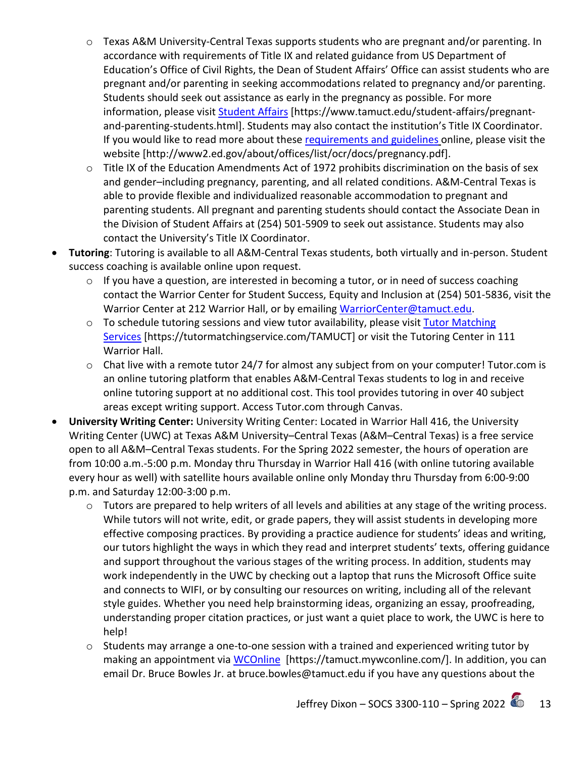- Texas A&M University-Central Texas supports students who are pregnant and/or parenting. In accordance with requirements of Title IX and related guidance from US Department of Education's Office of Civil Rights, the Dean of Student Affairs' Office can assist students who are pregnant and/or parenting in seeking accommodations related to pregnancy and/or parenting. Students should seek out assistance as early in the pregnancy as possible. For more information, please visit [Student Affairs](https://www.tamuct.edu/student-affairs/pregnant-and-parenting-students.html) [https://www.tamuct.edu/student-affairs/pregnant-and-parenting-students.html]. Students may also contact the institution's Title IX Coordinator. If you would like to read more about these [requirements and guidelines](http://www2.ed.gov/about/offices/list/ocr/docs/pregnancy.pdf) online, please visit the website [http://www2.ed.gov/about/offices/list/ocr/docs/pregnancy.pdf].
    - Title IX of the Education Amendments Act of 1972 prohibits discrimination on the basis of sex and gender–including pregnancy, parenting, and all related conditions. A&M-Central Texas is able to provide flexible and individualized reasonable accommodation to pregnant and parenting students. All pregnant and parenting students should contact the Associate Dean in the Division of Student Affairs at (254) 501-5909 to seek out assistance. Students may also contact the University's Title IX Coordinator.
- **Tutoring**: Tutoring is available to all A&M-Central Texas students, both virtually and in-person. Student success coaching is available online upon request.
    - If you have a question, are interested in becoming a tutor, or in need of success coaching contact the Warrior Center for Student Success, Equity and Inclusion at (254) 501-5836, visit the Warrior Center at 212 Warrior Hall, or by emailing [WarriorCenter@tamuct.edu](mailto:WarriorCenter@tamuct.edu).
    - To schedule tutoring sessions and view tutor availability, please visit [Tutor Matching Services](https://tutormatchingservice.com/TAMUCT) [https://tutormatchingservice.com/TAMUCT] or visit the Tutoring Center in 111 Warrior Hall.
    - Chat live with a remote tutor 24/7 for almost any subject from on your computer! Tutor.com is an online tutoring platform that enables A&M-Central Texas students to log in and receive online tutoring support at no additional cost. This tool provides tutoring in over 40 subject areas except writing support. Access Tutor.com through Canvas.
- **University Writing Center:** University Writing Center: Located in Warrior Hall 416, the University Writing Center (UWC) at Texas A&M University–Central Texas (A&M–Central Texas) is a free service open to all A&M–Central Texas students. For the Spring 2022 semester, the hours of operation are from 10:00 a.m.-5:00 p.m. Monday thru Thursday in Warrior Hall 416 (with online tutoring available every hour as well) with satellite hours available online only Monday thru Thursday from 6:00-9:00 p.m. and Saturday 12:00-3:00 p.m.
    - Tutors are prepared to help writers of all levels and abilities at any stage of the writing process. While tutors will not write, edit, or grade papers, they will assist students in developing more effective composing practices. By providing a practice audience for students' ideas and writing, our tutors highlight the ways in which they read and interpret students' texts, offering guidance and support throughout the various stages of the writing process. In addition, students may work independently in the UWC by checking out a laptop that runs the Microsoft Office suite and connects to WIFI, or by consulting our resources on writing, including all of the relevant style guides. Whether you need help brainstorming ideas, organizing an essay, proofreading, understanding proper citation practices, or just want a quiet place to work, the UWC is here to help!
    - Students may arrange a one-to-one session with a trained and experienced writing tutor by making an appointment via [WCOnline](https://tamuct.mywconline.com/) [https://tamuct.mywconline.com/]. In addition, you can email Dr. Bruce Bowles Jr. at bruce.bowles@tamuct.edu if you have any questions about the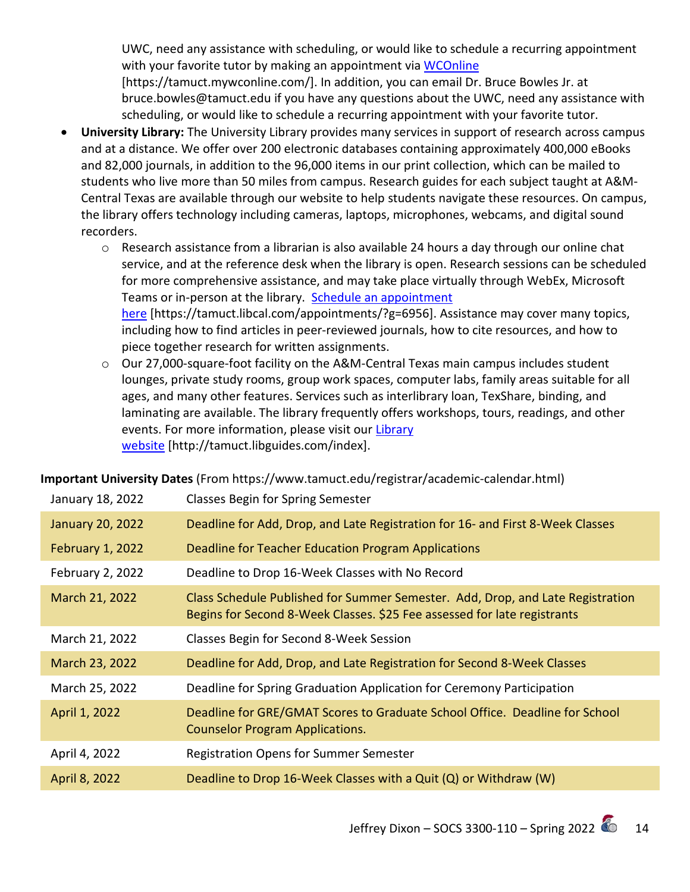UWC, need any assistance with scheduling, or would like to schedule a recurring appointment with your favorite tutor by making an appointment via [WCOnline](https://tamuct.mywconline.com/) [https://tamuct.mywconline.com/]. In addition, you can email Dr. Bruce Bowles Jr. at bruce.bowles@tamuct.edu if you have any questions about the UWC, need any assistance with scheduling, or would like to schedule a recurring appointment with your favorite tutor.

- **University Library:** The University Library provides many services in support of research across campus and at a distance. We offer over 200 electronic databases containing approximately 400,000 eBooks and 82,000 journals, in addition to the 96,000 items in our print collection, which can be mailed to students who live more than 50 miles from campus. Research guides for each subject taught at A&M-Central Texas are available through our website to help students navigate these resources. On campus, the library offers technology including cameras, laptops, microphones, webcams, and digital sound recorders.
  - Research assistance from a librarian is also available 24 hours a day through our online chat service, and at the reference desk when the library is open. Research sessions can be scheduled for more comprehensive assistance, and may take place virtually through WebEx, Microsoft Teams or in-person at the library. [Schedule an appointment here](https://tamuct.libcal.com/appointments/?g=6956) [https://tamuct.libcal.com/appointments/?g=6956]. Assistance may cover many topics, including how to find articles in peer-reviewed journals, how to cite resources, and how to piece together research for written assignments.
  - Our 27,000-square-foot facility on the A&M-Central Texas main campus includes student lounges, private study rooms, group work spaces, computer labs, family areas suitable for all ages, and many other features. Services such as interlibrary loan, TexShare, binding, and laminating are available. The library frequently offers workshops, tours, readings, and other events. For more information, please visit our [Library website](http://tamuct.libguides.com/index) [http://tamuct.libguides.com/index].

**Important University Dates** (From https://www.tamuct.edu/registrar/academic-calendar.html)

| Date | Event |
|---|---|
| January 18, 2022 | Classes Begin for Spring Semester |
| January 20, 2022 | Deadline for Add, Drop, and Late Registration for 16- and First 8-Week Classes |
| February 1, 2022 | Deadline for Teacher Education Program Applications |
| February 2, 2022 | Deadline to Drop 16-Week Classes with No Record |
| March 21, 2022 | Class Schedule Published for Summer Semester. Add, Drop, and Late Registration Begins for Second 8-Week Classes. $25 Fee assessed for late registrants |
| March 21, 2022 | Classes Begin for Second 8-Week Session |
| March 23, 2022 | Deadline for Add, Drop, and Late Registration for Second 8-Week Classes |
| March 25, 2022 | Deadline for Spring Graduation Application for Ceremony Participation |
| April 1, 2022 | Deadline for GRE/GMAT Scores to Graduate School Office. Deadline for School Counselor Program Applications. |
| April 4, 2022 | Registration Opens for Summer Semester |
| April 8, 2022 | Deadline to Drop 16-Week Classes with a Quit (Q) or Withdraw (W) |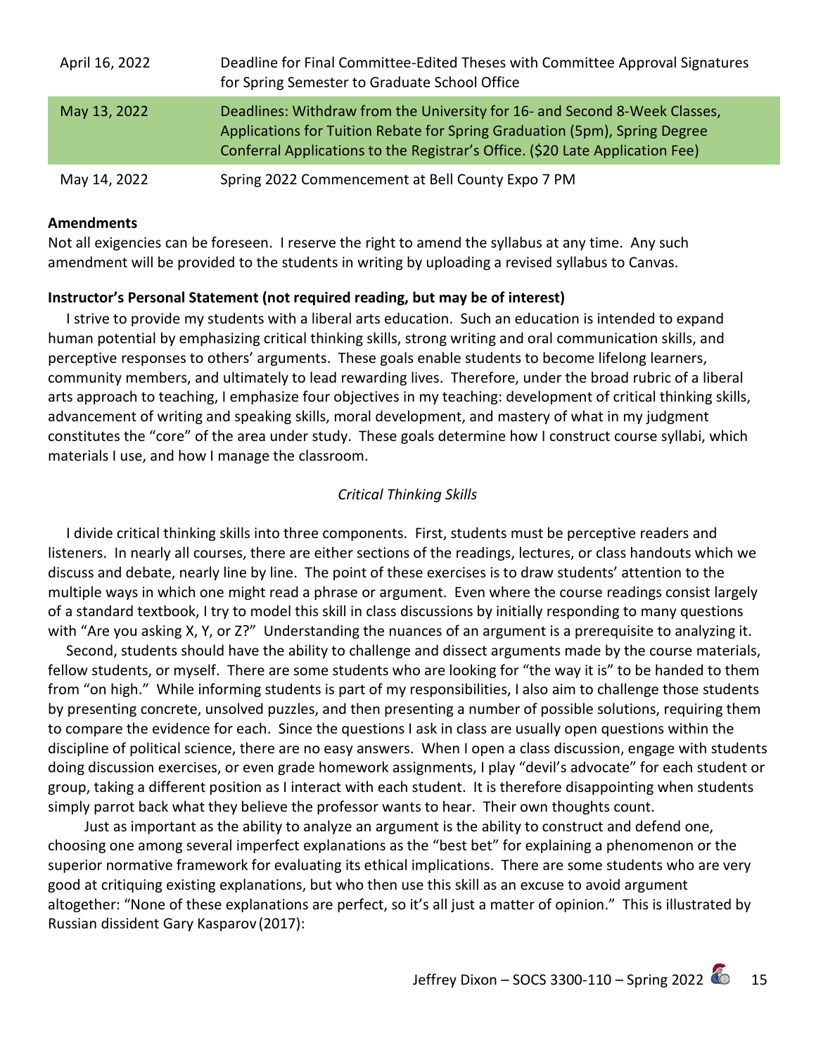| April 16, 2022 | Deadline for Final Committee-Edited Theses with Committee Approval Signatures for Spring Semester to Graduate School Office |
|---|---|
| May 13, 2022 | Deadlines: Withdraw from the University for 16- and Second 8-Week Classes, Applications for Tuition Rebate for Spring Graduation (5pm), Spring Degree Conferral Applications to the Registrar's Office. ($20 Late Application Fee) |
| May 14, 2022 | Spring 2022 Commencement at Bell County Expo 7 PM |

**Amendments**

Not all exigencies can be foreseen. I reserve the right to amend the syllabus at any time. Any such amendment will be provided to the students in writing by uploading a revised syllabus to Canvas.

**Instructor's Personal Statement (not required reading, but may be of interest)**

I strive to provide my students with a liberal arts education. Such an education is intended to expand human potential by emphasizing critical thinking skills, strong writing and oral communication skills, and perceptive responses to others' arguments. These goals enable students to become lifelong learners, community members, and ultimately to lead rewarding lives. Therefore, under the broad rubric of a liberal arts approach to teaching, I emphasize four objectives in my teaching: development of critical thinking skills, advancement of writing and speaking skills, moral development, and mastery of what in my judgment constitutes the "core" of the area under study. These goals determine how I construct course syllabi, which materials I use, and how I manage the classroom.

*Critical Thinking Skills*

I divide critical thinking skills into three components. First, students must be perceptive readers and listeners. In nearly all courses, there are either sections of the readings, lectures, or class handouts which we discuss and debate, nearly line by line. The point of these exercises is to draw students' attention to the multiple ways in which one might read a phrase or argument. Even where the course readings consist largely of a standard textbook, I try to model this skill in class discussions by initially responding to many questions with "Are you asking X, Y, or Z?" Understanding the nuances of an argument is a prerequisite to analyzing it.

Second, students should have the ability to challenge and dissect arguments made by the course materials, fellow students, or myself. There are some students who are looking for "the way it is" to be handed to them from "on high." While informing students is part of my responsibilities, I also aim to challenge those students by presenting concrete, unsolved puzzles, and then presenting a number of possible solutions, requiring them to compare the evidence for each. Since the questions I ask in class are usually open questions within the discipline of political science, there are no easy answers. When I open a class discussion, engage with students doing discussion exercises, or even grade homework assignments, I play "devil's advocate" for each student or group, taking a different position as I interact with each student. It is therefore disappointing when students simply parrot back what they believe the professor wants to hear. Their own thoughts count.

Just as important as the ability to analyze an argument is the ability to construct and defend one, choosing one among several imperfect explanations as the "best bet" for explaining a phenomenon or the superior normative framework for evaluating its ethical implications. There are some students who are very good at critiquing existing explanations, but who then use this skill as an excuse to avoid argument altogether: "None of these explanations are perfect, so it's all just a matter of opinion." This is illustrated by Russian dissident Gary Kasparov (2017):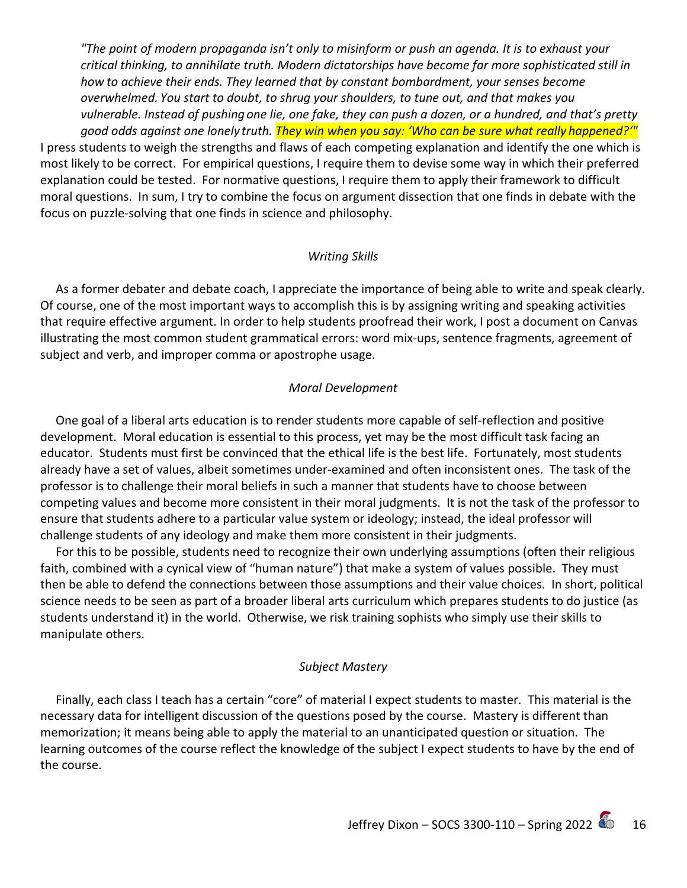*"The point of modern propaganda isn't only to misinform or push an agenda. It is to exhaust your critical thinking, to annihilate truth. Modern dictatorships have become far more sophisticated still in how to achieve their ends. They learned that by constant bombardment, your senses become overwhelmed. You start to doubt, to shrug your shoulders, to tune out, and that makes you vulnerable. Instead of pushing one lie, one fake, they can push a dozen, or a hundred, and that's pretty good odds against one lonely truth. They win when you say: 'Who can be sure what really happened?'"*

I press students to weigh the strengths and flaws of each competing explanation and identify the one which is most likely to be correct. For empirical questions, I require them to devise some way in which their preferred explanation could be tested. For normative questions, I require them to apply their framework to difficult moral questions. In sum, I try to combine the focus on argument dissection that one finds in debate with the focus on puzzle-solving that one finds in science and philosophy.

*Writing Skills*

As a former debater and debate coach, I appreciate the importance of being able to write and speak clearly. Of course, one of the most important ways to accomplish this is by assigning writing and speaking activities that require effective argument. In order to help students proofread their work, I post a document on Canvas illustrating the most common student grammatical errors: word mix-ups, sentence fragments, agreement of subject and verb, and improper comma or apostrophe usage.

*Moral Development*

One goal of a liberal arts education is to render students more capable of self-reflection and positive development. Moral education is essential to this process, yet may be the most difficult task facing an educator. Students must first be convinced that the ethical life is the best life. Fortunately, most students already have a set of values, albeit sometimes under-examined and often inconsistent ones. The task of the professor is to challenge their moral beliefs in such a manner that students have to choose between competing values and become more consistent in their moral judgments. It is not the task of the professor to ensure that students adhere to a particular value system or ideology; instead, the ideal professor will challenge students of any ideology and make them more consistent in their judgments.

For this to be possible, students need to recognize their own underlying assumptions (often their religious faith, combined with a cynical view of "human nature") that make a system of values possible. They must then be able to defend the connections between those assumptions and their value choices. In short, political science needs to be seen as part of a broader liberal arts curriculum which prepares students to do justice (as students understand it) in the world. Otherwise, we risk training sophists who simply use their skills to manipulate others.

*Subject Mastery*

Finally, each class I teach has a certain "core" of material I expect students to master. This material is the necessary data for intelligent discussion of the questions posed by the course. Mastery is different than memorization; it means being able to apply the material to an unanticipated question or situation. The learning outcomes of the course reflect the knowledge of the subject I expect students to have by the end of the course.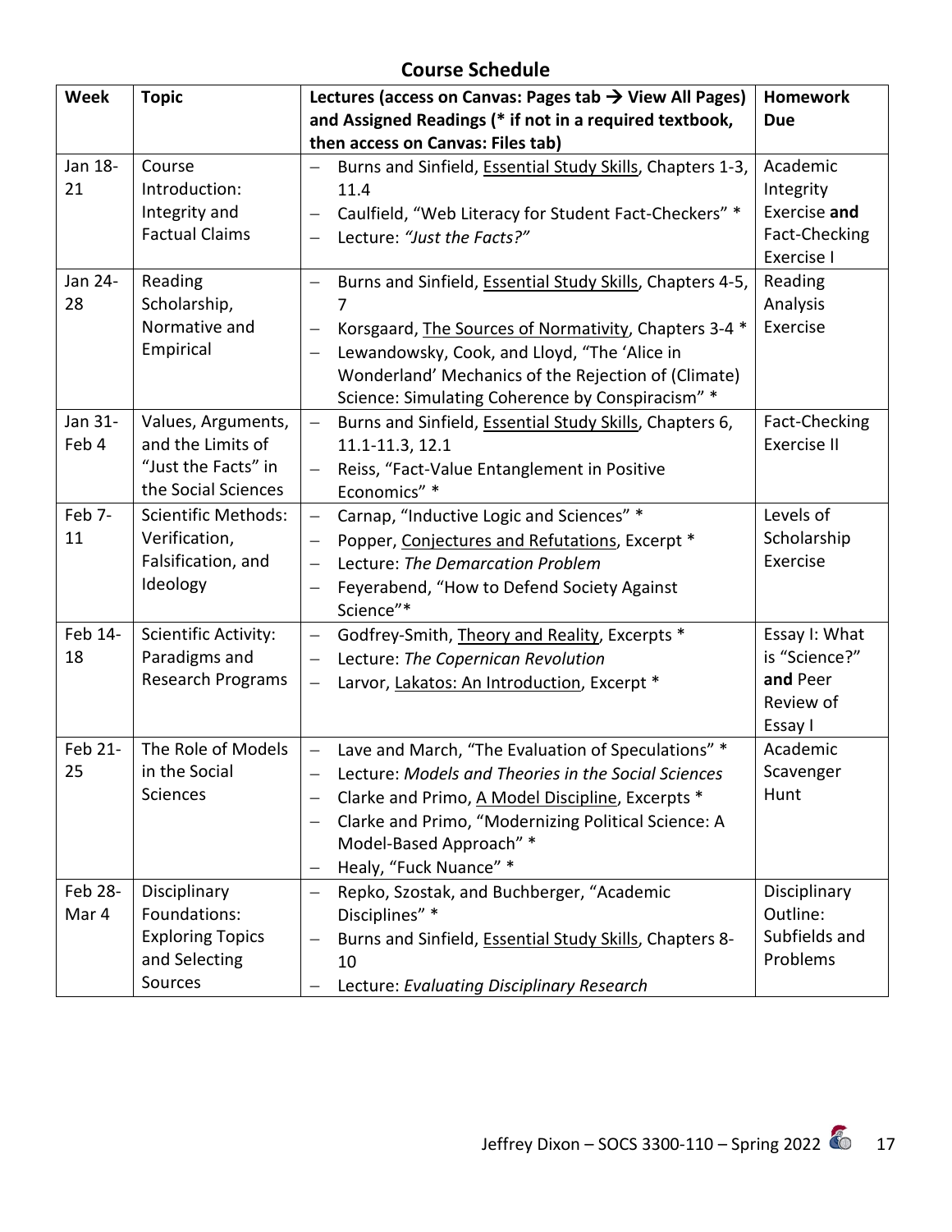## Course Schedule

| Week | Topic | Lectures (access on Canvas: Pages tab → View All Pages) and Assigned Readings (* if not in a required textbook, then access on Canvas: Files tab) | Homework Due |
|---|---|---|---|
| Jan 18-21 | Course Introduction: Integrity and Factual Claims | – Burns and Sinfield, Essential Study Skills, Chapters 1-3, 11.4<br>– Caulfield, "Web Literacy for Student Fact-Checkers" *<br>– Lecture: *"Just the Facts?"* | Academic Integrity Exercise **and** Fact-Checking Exercise I |
| Jan 24-28 | Reading Scholarship, Normative and Empirical | – Burns and Sinfield, Essential Study Skills, Chapters 4-5, 7<br>– Korsgaard, The Sources of Normativity, Chapters 3-4 *<br>– Lewandowsky, Cook, and Lloyd, "The 'Alice in Wonderland' Mechanics of the Rejection of (Climate) Science: Simulating Coherence by Conspiracism" * | Reading Analysis Exercise |
| Jan 31-Feb 4 | Values, Arguments, and the Limits of "Just the Facts" in the Social Sciences | – Burns and Sinfield, Essential Study Skills, Chapters 6, 11.1-11.3, 12.1<br>– Reiss, "Fact-Value Entanglement in Positive Economics" * | Fact-Checking Exercise II |
| Feb 7-11 | Scientific Methods: Verification, Falsification, and Ideology | – Carnap, "Inductive Logic and Sciences" *<br>– Popper, Conjectures and Refutations, Excerpt *<br>– Lecture: *The Demarcation Problem*<br>– Feyerabend, "How to Defend Society Against Science"* | Levels of Scholarship Exercise |
| Feb 14-18 | Scientific Activity: Paradigms and Research Programs | – Godfrey-Smith, Theory and Reality, Excerpts *<br>– Lecture: *The Copernican Revolution*<br>– Larvor, Lakatos: An Introduction, Excerpt * | Essay I: What is "Science?" **and** Peer Review of Essay I |
| Feb 21-25 | The Role of Models in the Social Sciences | – Lave and March, "The Evaluation of Speculations" *<br>– Lecture: *Models and Theories in the Social Sciences*<br>– Clarke and Primo, A Model Discipline, Excerpts *<br>– Clarke and Primo, "Modernizing Political Science: A Model-Based Approach" *<br>– Healy, "Fuck Nuance" * | Academic Scavenger Hunt |
| Feb 28-Mar 4 | Disciplinary Foundations: Exploring Topics and Selecting Sources | – Repko, Szostak, and Buchberger, "Academic Disciplines" *<br>– Burns and Sinfield, Essential Study Skills, Chapters 8-10<br>– Lecture: *Evaluating Disciplinary Research* | Disciplinary Outline: Subfields and Problems |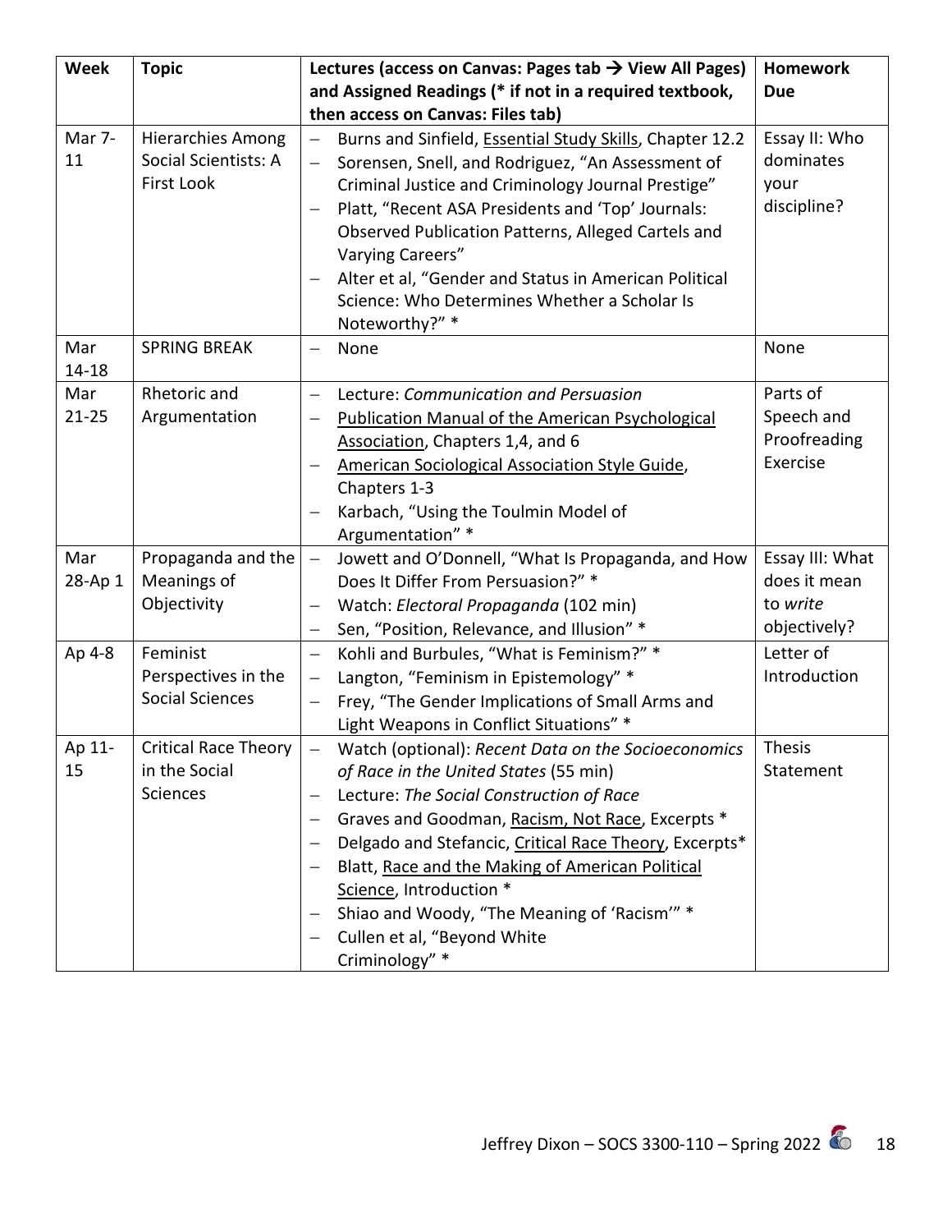| Week | Topic | Lectures (access on Canvas: Pages tab → View All Pages) and Assigned Readings (* if not in a required textbook, then access on Canvas: Files tab) | Homework Due |
|---|---|---|---|
| Mar 7-11 | Hierarchies Among Social Scientists: A First Look | – Burns and Sinfield, Essential Study Skills, Chapter 12.2<br>– Sorensen, Snell, and Rodriguez, "An Assessment of Criminal Justice and Criminology Journal Prestige"<br>– Platt, "Recent ASA Presidents and 'Top' Journals: Observed Publication Patterns, Alleged Cartels and Varying Careers"<br>– Alter et al, "Gender and Status in American Political Science: Who Determines Whether a Scholar Is Noteworthy?" * | Essay II: Who dominates your discipline? |
| Mar 14-18 | SPRING BREAK | – None | None |
| Mar 21-25 | Rhetoric and Argumentation | – Lecture: *Communication and Persuasion*<br>– Publication Manual of the American Psychological Association, Chapters 1,4, and 6<br>– American Sociological Association Style Guide, Chapters 1-3<br>– Karbach, "Using the Toulmin Model of Argumentation" * | Parts of Speech and Proofreading Exercise |
| Mar 28-Ap 1 | Propaganda and the Meanings of Objectivity | – Jowett and O'Donnell, "What Is Propaganda, and How Does It Differ From Persuasion?" *<br>– Watch: *Electoral Propaganda* (102 min)<br>– Sen, "Position, Relevance, and Illusion" * | Essay III: What does it mean to *write* objectively? |
| Ap 4-8 | Feminist Perspectives in the Social Sciences | – Kohli and Burbules, "What is Feminism?" *<br>– Langton, "Feminism in Epistemology" *<br>– Frey, "The Gender Implications of Small Arms and Light Weapons in Conflict Situations" * | Letter of Introduction |
| Ap 11-15 | Critical Race Theory in the Social Sciences | – Watch (optional): *Recent Data on the Socioeconomics of Race in the United States* (55 min)<br>– Lecture: *The Social Construction of Race*<br>– Graves and Goodman, Racism, Not Race, Excerpts *<br>– Delgado and Stefancic, Critical Race Theory, Excerpts*<br>– Blatt, Race and the Making of American Political Science, Introduction *<br>– Shiao and Woody, "The Meaning of 'Racism'" *<br>– Cullen et al, "Beyond White Criminology" * | Thesis Statement |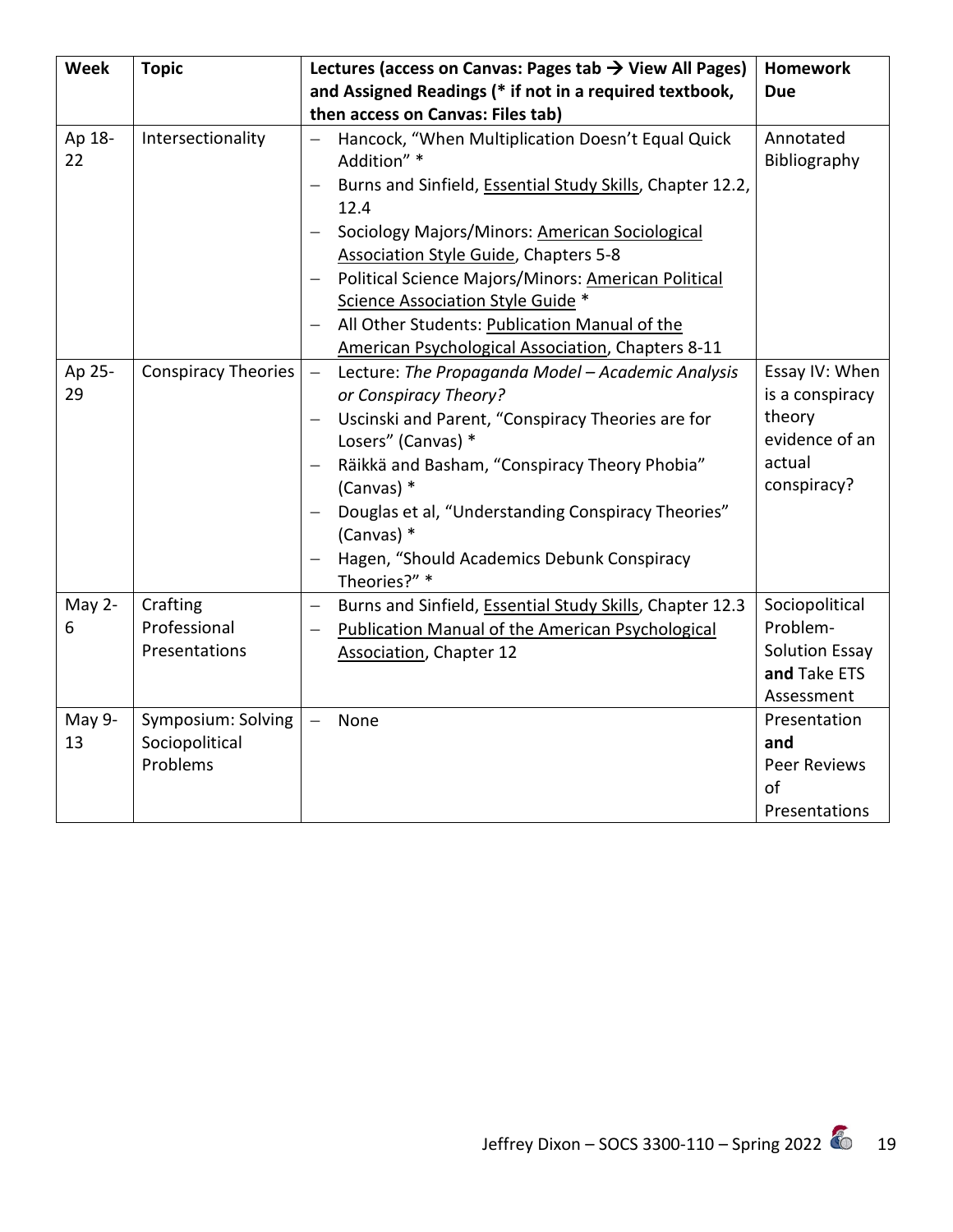| Week | Topic | Lectures (access on Canvas: Pages tab → View All Pages) and Assigned Readings (* if not in a required textbook, then access on Canvas: Files tab) | Homework Due |
| --- | --- | --- | --- |
| Ap 18-22 | Intersectionality | – Hancock, "When Multiplication Doesn't Equal Quick Addition" * <br> – Burns and Sinfield, Essential Study Skills, Chapter 12.2, 12.4 <br> – Sociology Majors/Minors: American Sociological Association Style Guide, Chapters 5-8 <br> – Political Science Majors/Minors: American Political Science Association Style Guide * <br> – All Other Students: Publication Manual of the American Psychological Association, Chapters 8-11 | Annotated Bibliography |
| Ap 25-29 | Conspiracy Theories | – Lecture: *The Propaganda Model – Academic Analysis or Conspiracy Theory?* <br> – Uscinski and Parent, "Conspiracy Theories are for Losers" (Canvas) * <br> – Räikkä and Basham, "Conspiracy Theory Phobia" (Canvas) * <br> – Douglas et al, "Understanding Conspiracy Theories" (Canvas) * <br> – Hagen, "Should Academics Debunk Conspiracy Theories?" * | Essay IV: When is a conspiracy theory evidence of an actual conspiracy? |
| May 2-6 | Crafting Professional Presentations | – Burns and Sinfield, Essential Study Skills, Chapter 12.3 <br> – Publication Manual of the American Psychological Association, Chapter 12 | Sociopolitical Problem-Solution Essay **and** Take ETS Assessment |
| May 9-13 | Symposium: Solving Sociopolitical Problems | – None | Presentation **and** Peer Reviews of Presentations |